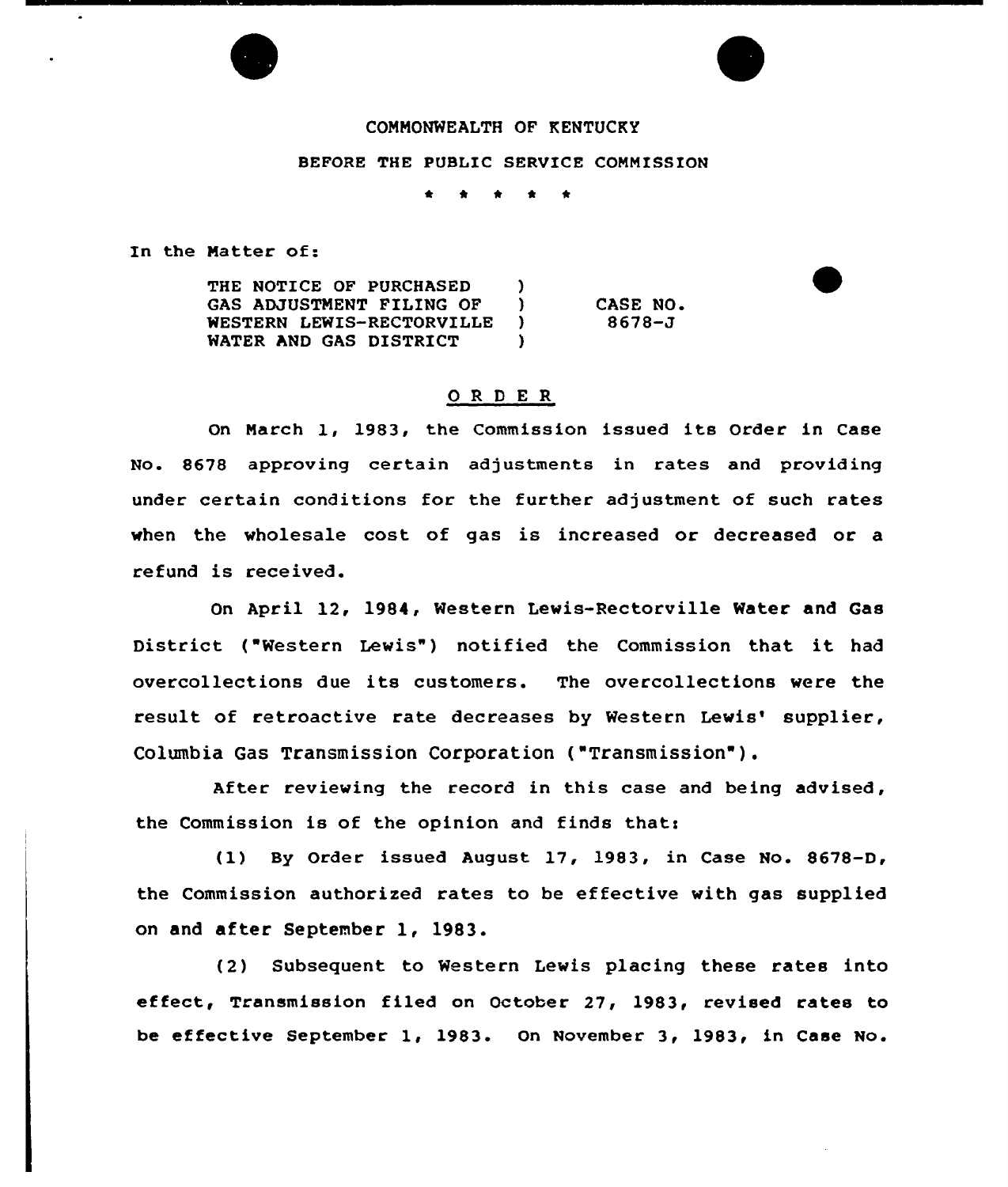COMMONWEALTH OF KENTUCKY

BEFORE THE PUBLIC SERVICE COMMISSION

\* \* \* \* \*

In the Matter of:

THE NOTICE OF PURCHASED GAS ADJUSTMENT FILING OF WESTERN LEWIS-RECTORVILLE WATER AND GAS DISTRICT ) CASE NO. 8678-J

## O R D E R

On March 1, 1983, the Commission issued its Order in Case No. 8678 approving certain adjustments in rates and providing under certain conditions for the further adjustment of such rates when the wholesale cost of gas is increased or decreased or a refund is received.

On April 12, 1984, Western Lewis-Rectorville Water and Gas District ("Western Lewis") notified the Commission that it had overcollections due its customers. The overcollections were the result of retroactive rate decreases by Western Lewis' supplier, Columbia Gas Transmission Corporation ("Transmission").

After reviewing the record in this case and being advised, the Commission is of the opinion and finds that:

(1) By Order issued August 17, 1983, in Case No. 8678-D, the Commission authorized rates to be effective with gas supplied on and after September 1, 1983.

(2) Subsequent to Western Lewis placing these rates into effect, Transmission filed on October 27, 1983, revised rates to be effective September 1, 1983. On November 3, 1983, in Case No.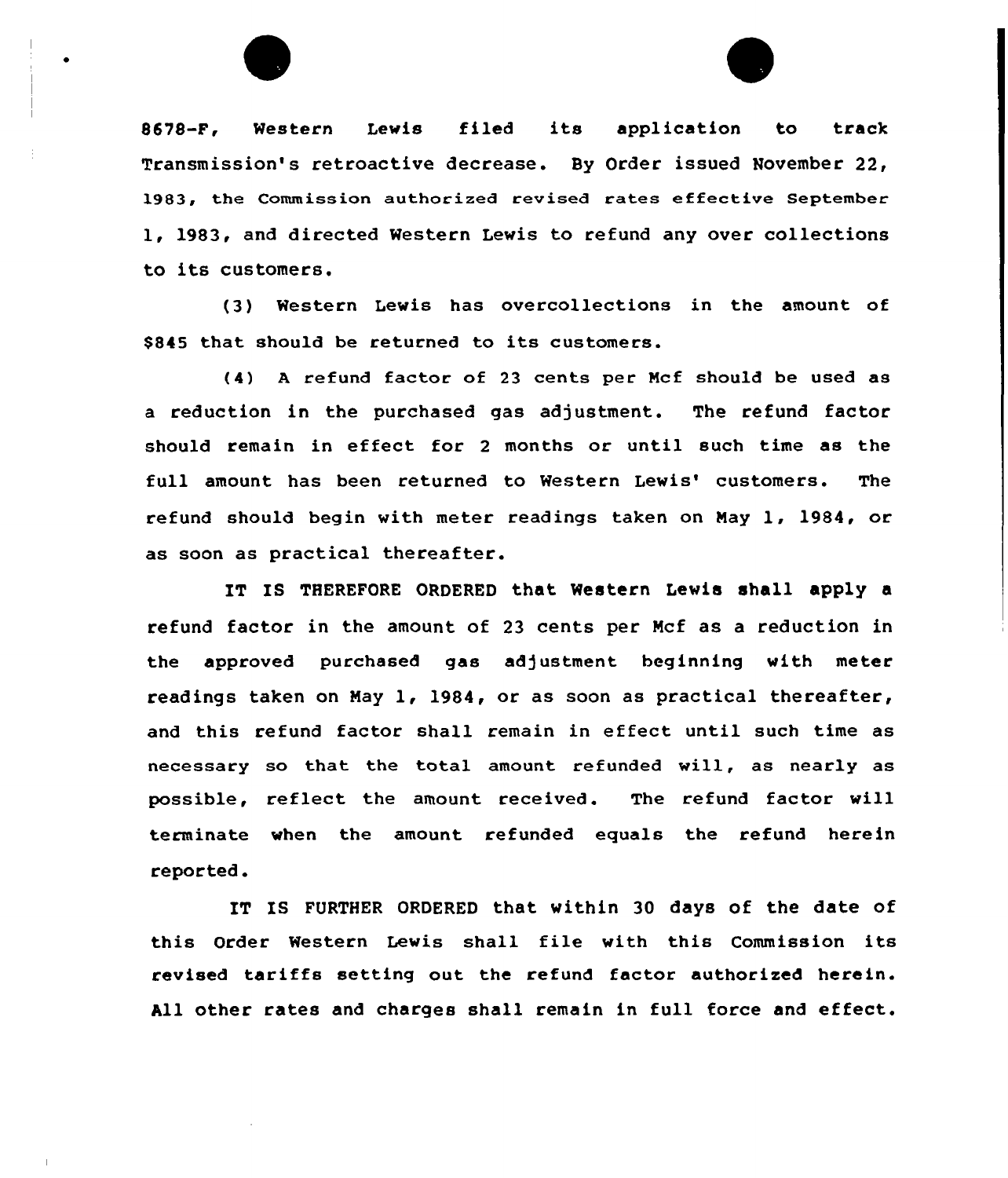8678-F, Western Lewis filed its application to track Transmission's retroactive decrease. By Order issued November 22, 1983, the Commission authorized revised rates effective September 1, 1983, and directed Western Lewis to refund any over collections to its customers.

(3) Western Lewis has overcollections in the amount of $845 that should be returned to its customers.

(4) A refund factor of 23 cents per Mcf should be used as a reduction in the purchased gas adjustment. The refund factor should remain in effect for 2 months or until such time as the full amount has been returned to Western Lewis' customers. The refund should begin with meter readings taken on May 1, 1984, or as soon as practical thereafter.

IT IS THEREFORE ORDERED that Western Lewis shall apply a refund factor in the amount of 23 cents per Mcf as a reduction in the approved purchased gas adjustment beginning with meter readings taken on May 1, 1984, or as soon as practical thereafter, and this refund factor shall remain in effect until such time as necessary so that the total amount refunded will, as nearly as possible, reflect the amount received. The refund factor will terminate when the amount refunded equals the refund herein reported.

IT IS FURTHER ORDERED that within 30 days of the date of this Order Western Lewis shall file with this Commission its revised tariffs setting out the refund factor authorized herein. All other rates and charges shall remain in full force and effect.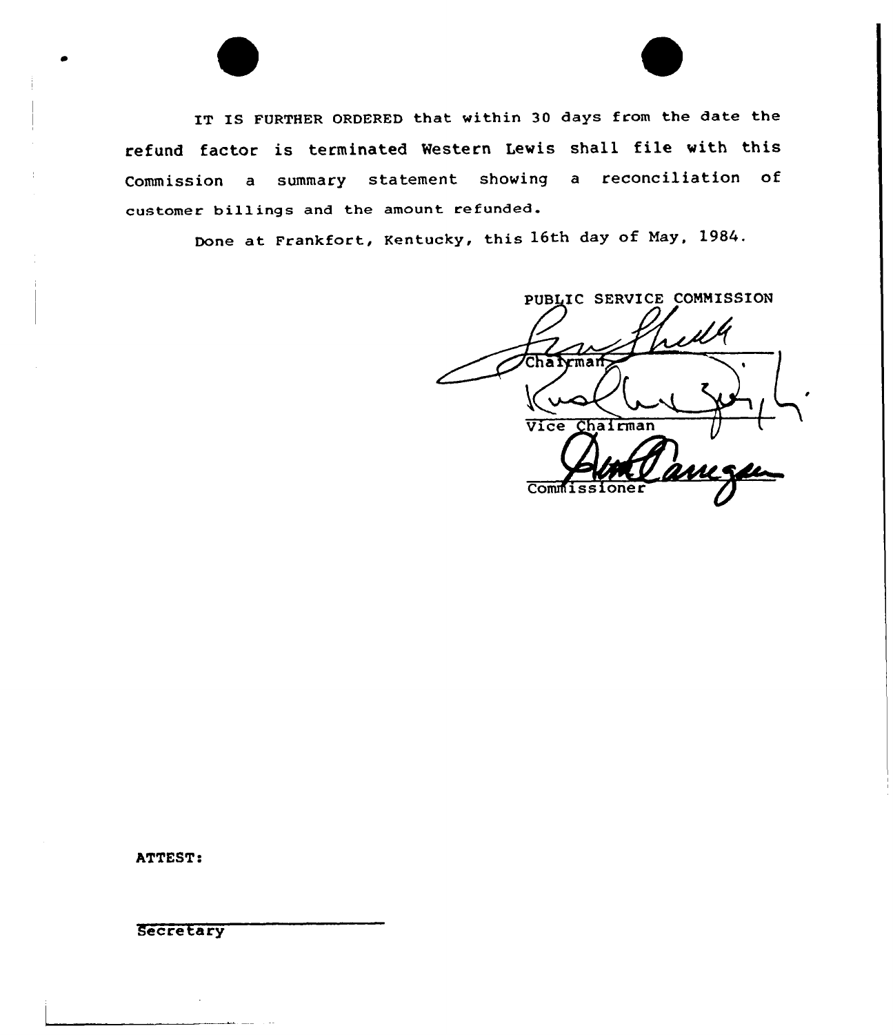IT IS FURTHER ORDERED that within 30 days from the date the refund factor is terminated Western Lewis shall file with this Commission a summary statement showing a reconciliation of customer billings and the amount refunded.

Done at Frankfort, Kentucky, this 16th day of May, 1984.

PUBLIC SERVICE COMMISSION

Chairman

Vice Chairman

Commissioner

ATTEST:

Secretary